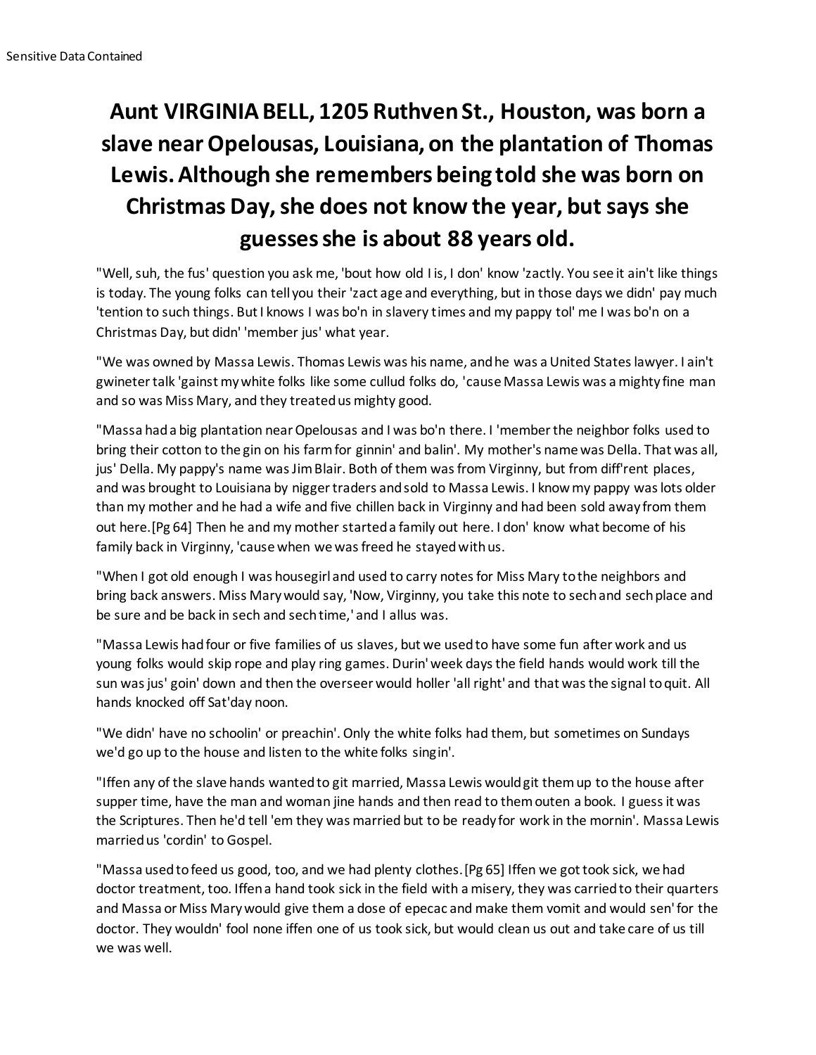# Aunt VIRGINIA BELL, 1205 Ruthven St., Houston, was born a slave near Opelousas, Louisiana, on the plantation of Thomas Lewis. Although she remembers being told she was born on Christmas Day, she does not know the year, but says she guesses she is about 88 years old.

"Well, suh, the fus' question you ask me, 'bout how old I is, I don' know 'zactly. You see it ain't like things is today. The young folks can tell you their 'zact age and everything, but in those days we didn' pay much 'tention to such things. But I knows I was bo'n in slavery times and my pappy tol' me I was bo'n on a Christmas Day, but didn' 'member jus' what year.

"We was owned by Massa Lewis. Thomas Lewis was his name, and he was a United States lawyer. I ain't gwineter talk 'gainst my white folks like some cullud folks do, 'cause Massa Lewis was a mighty fine man and so was Miss Mary, and they treated us mighty good.

"Massa had a big plantation near Opelousas and I was bo'n there. I 'member the neighbor folks used to bring their cotton to the gin on his farm for ginnin' and balin'. My mother's name was Della. That was all, jus' Della. My pappy's name was Jim Blair. Both of them was from Virginny, but from diff'rent places, and was brought to Louisiana by nigger traders and sold to Massa Lewis. I know my pappy was lots older than my mother and he had a wife and five chillen back in Virginny and had been sold away from them out here.[Pg 64] Then he and my mother started a family out here. I don' know what become of his family back in Virginny, 'cause when we was freed he stayed with us.

"When I got old enough I was housegirl and used to carry notes for Miss Mary to the neighbors and bring back answers. Miss Mary would say, 'Now, Virginny, you take this note to sech and sech place and be sure and be back in sech and sech time,' and I allus was.

"Massa Lewis had four or five families of us slaves, but we used to have some fun after work and us young folks would skip rope and play ring games. Durin' week days the field hands would work till the sun was jus' goin' down and then the overseer would holler 'all right' and that was the signal to quit. All hands knocked off Sat'day noon.

"We didn' have no schoolin' or preachin'. Only the white folks had them, but sometimes on Sundays we'd go up to the house and listen to the white folks singin'.

"Iffen any of the slave hands wanted to git married, Massa Lewis would git them up to the house after supper time, have the man and woman jine hands and then read to them outen a book. I guess it was the Scriptures. Then he'd tell 'em they was married but to be ready for work in the mornin'. Massa Lewis married us 'cordin' to Gospel.

"Massa used to feed us good, too, and we had plenty clothes.[Pg 65] Iffen we got took sick, we had doctor treatment, too. Iffen a hand took sick in the field with a misery, they was carried to their quarters and Massa or Miss Mary would give them a dose of epecac and make them vomit and would sen' for the doctor. They wouldn' fool none iffen one of us took sick, but would clean us out and take care of us till we was well.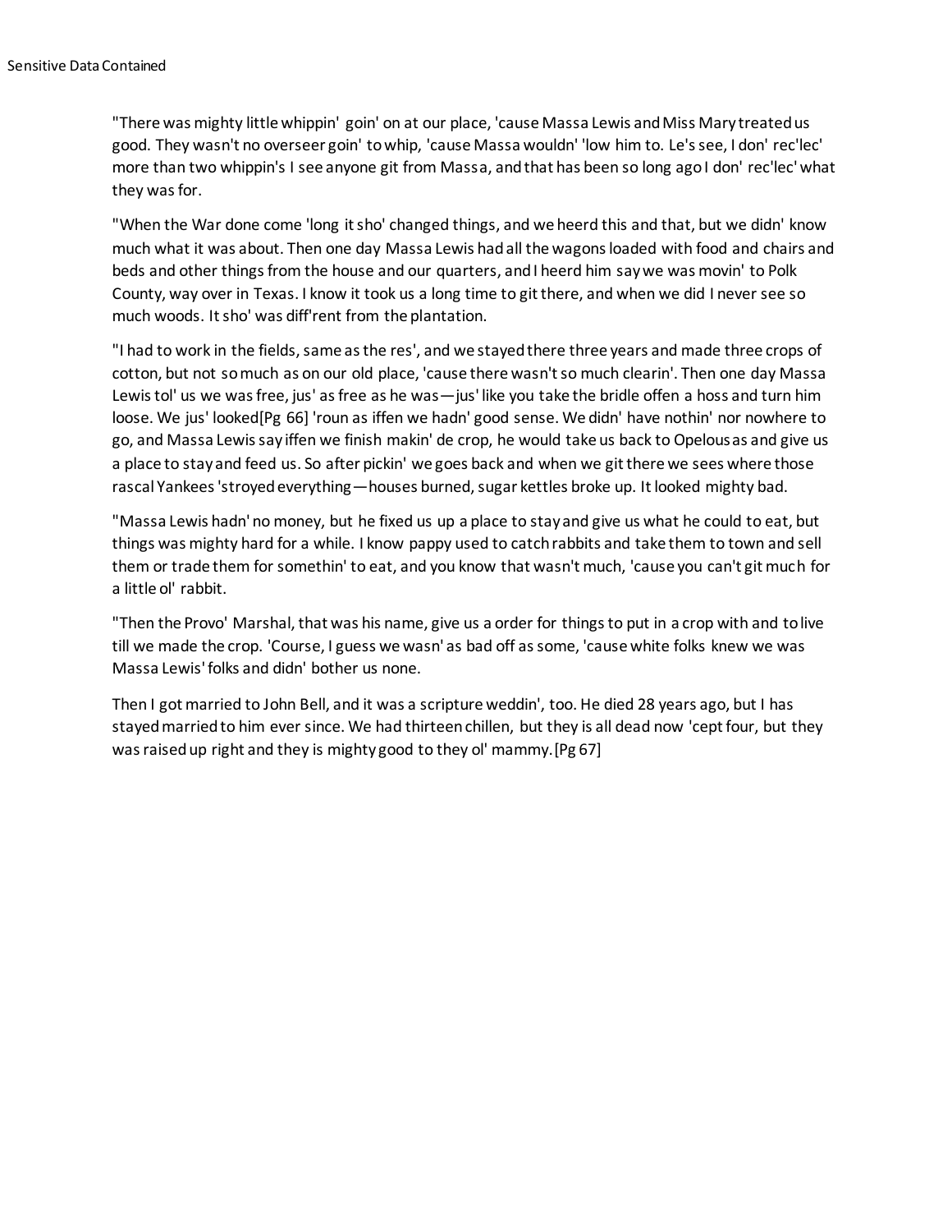"There was mighty little whippin' goin' on at our place, 'cause Massa Lewis and Miss Mary treated us good. They wasn't no overseer goin' to whip, 'cause Massa wouldn' 'low him to. Le's see, I don' rec'lec' more than two whippin's I see anyone git from Massa, and that has been so long ago I don' rec'lec' what they was for.

"When the War done come 'long it sho' changed things, and we heerd this and that, but we didn' know much what it was about. Then one day Massa Lewis had all the wagons loaded with food and chairs and beds and other things from the house and our quarters, and I heerd him say we was movin' to Polk County, way over in Texas. I know it took us a long time to git there, and when we did I never see so much woods. It sho' was diff'rent from the plantation.

"I had to work in the fields, same as the res', and we stayed there three years and made three crops of cotton, but not so much as on our old place, 'cause there wasn't so much clearin'. Then one day Massa Lewis tol' us we was free, jus' as free as he was—jus' like you take the bridle offen a hoss and turn him loose. We jus' looked[Pg 66] 'roun as iffen we hadn' good sense. We didn' have nothin' nor nowhere to go, and Massa Lewis say iffen we finish makin' de crop, he would take us back to Opelousas and give us a place to stay and feed us. So after pickin' we goes back and when we git there we sees where those rascal Yankees 'stroyed everything—houses burned, sugar kettles broke up. It looked mighty bad.

"Massa Lewis hadn' no money, but he fixed us up a place to stay and give us what he could to eat, but things was mighty hard for a while. I know pappy used to catch rabbits and take them to town and sell them or trade them for somethin' to eat, and you know that wasn't much, 'cause you can't git much for a little ol' rabbit.

"Then the Provo' Marshal, that was his name, give us a order for things to put in a crop with and to live till we made the crop. 'Course, I guess we wasn' as bad off as some, 'cause white folks knew we was Massa Lewis' folks and didn' bother us none.

Then I got married to John Bell, and it was a scripture weddin', too. He died 28 years ago, but I has stayed married to him ever since. We had thirteen chillen, but they is all dead now 'cept four, but they was raised up right and they is mighty good to they ol' mammy.[Pg 67]